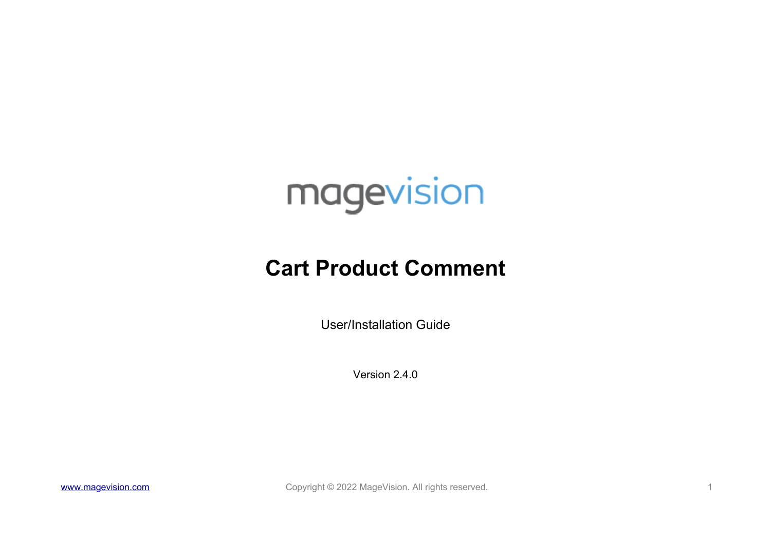magevision

# Cart Product Comment

User/Installation Guide

Version 2.4.0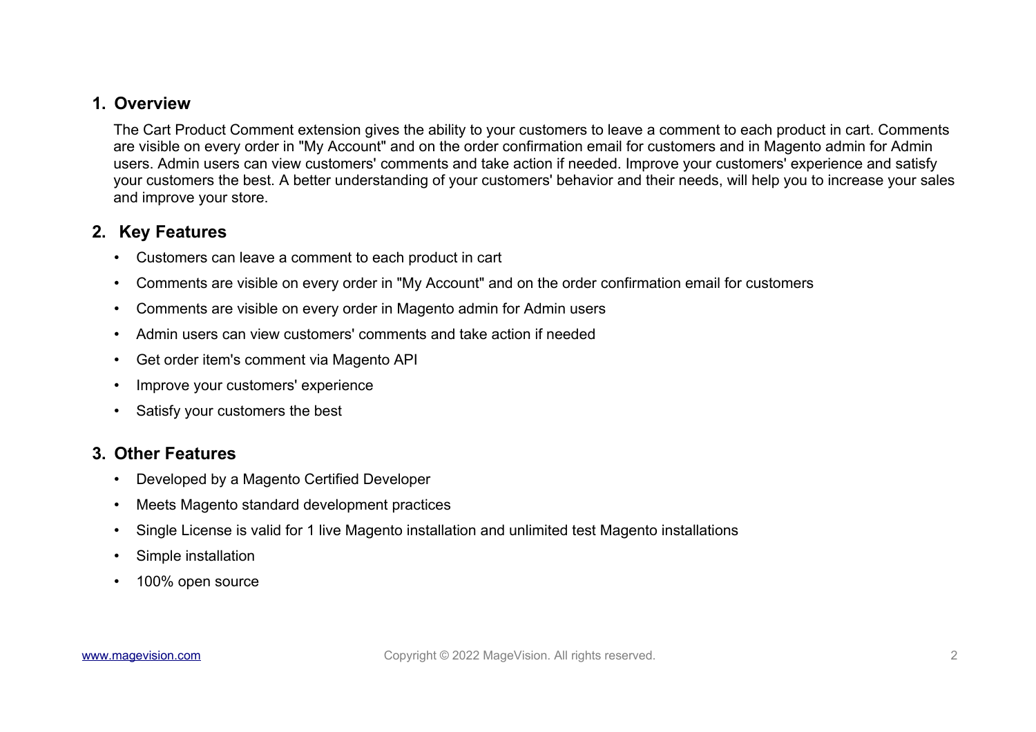## 1. Overview

The Cart Product Comment extension gives the ability to your customers to leave a comment to each product in cart. Comments are visible on every order in "My Account" and on the order confirmation email for customers and in Magento admin for Admin users. Admin users can view customers' comments and take action if needed. Improve your customers' experience and satisfy your customers the best. A better understanding of your customers' behavior and their needs, will help you to increase your sales and improve your store.

## 2. Key Features

- Customers can leave a comment to each product in cart
- Comments are visible on every order in "My Account" and on the order confirmation email for customers
- Comments are visible on every order in Magento admin for Admin users
- Admin users can view customers' comments and take action if needed
- Get order item's comment via Magento API
- Improve your customers' experience
- Satisfy your customers the best

## 3. Other Features

- Developed by a Magento Certified Developer
- Meets Magento standard development practices
- Single License is valid for 1 live Magento installation and unlimited test Magento installations
- Simple installation
- 100% open source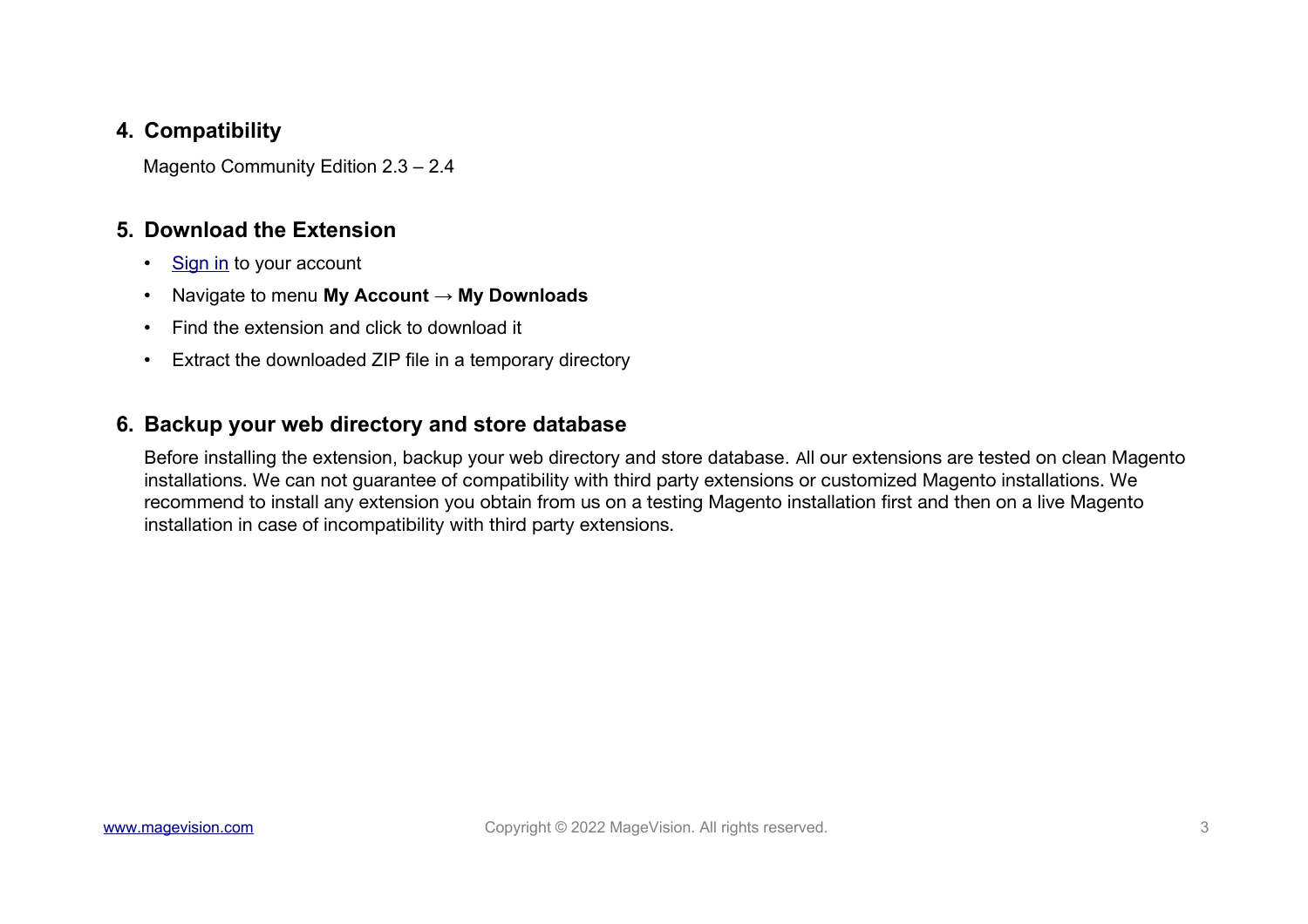## 4. Compatibility

Magento Community Edition 2.3 – 2.4

## 5. Download the Extension

- Sign in to your account
- Navigate to menu **My Account → My Downloads**
- Find the extension and click to download it
- Extract the downloaded ZIP file in a temporary directory

## 6. Backup your web directory and store database

Before installing the extension, backup your web directory and store database. All our extensions are tested on clean Magento installations. We can not guarantee of compatibility with third party extensions or customized Magento installations. We recommend to install any extension you obtain from us on a testing Magento installation first and then on a live Magento installation in case of incompatibility with third party extensions.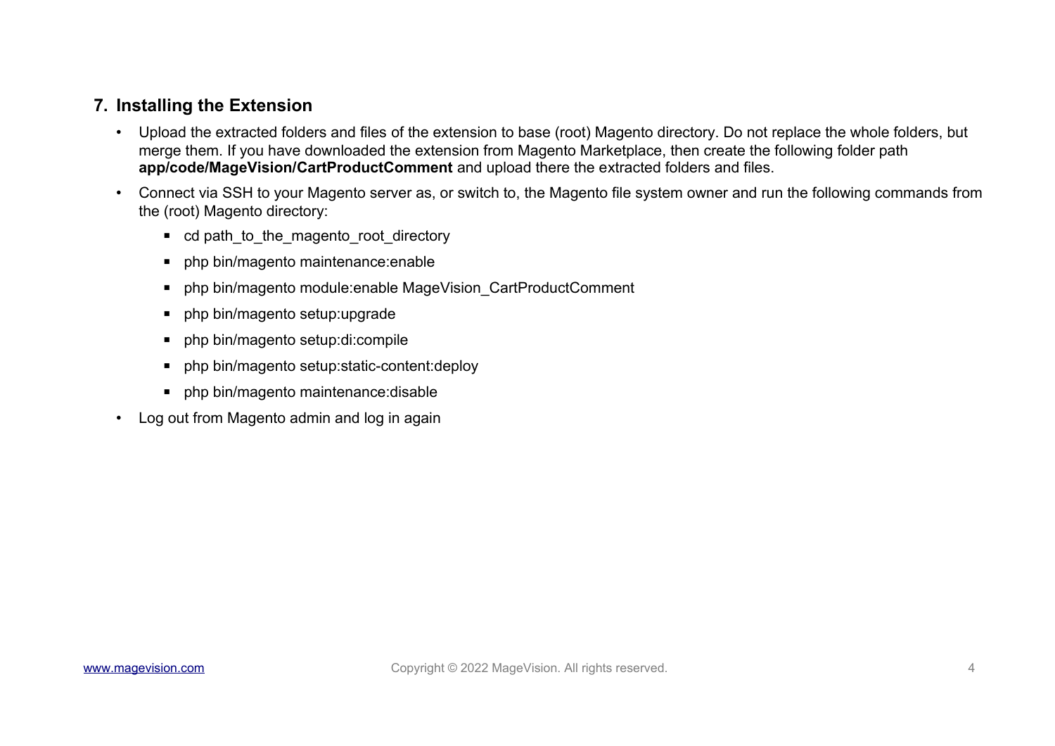## 7. Installing the Extension

- Upload the extracted folders and files of the extension to base (root) Magento directory. Do not replace the whole folders, but merge them. If you have downloaded the extension from Magento Marketplace, then create the following folder path **app/code/MageVision/CartProductComment** and upload there the extracted folders and files.
- Connect via SSH to your Magento server as, or switch to, the Magento file system owner and run the following commands from the (root) Magento directory:
  - cd path_to_the_magento_root_directory
  - php bin/magento maintenance:enable
  - php bin/magento module:enable MageVision_CartProductComment
  - php bin/magento setup:upgrade
  - php bin/magento setup:di:compile
  - php bin/magento setup:static-content:deploy
  - php bin/magento maintenance:disable
- Log out from Magento admin and log in again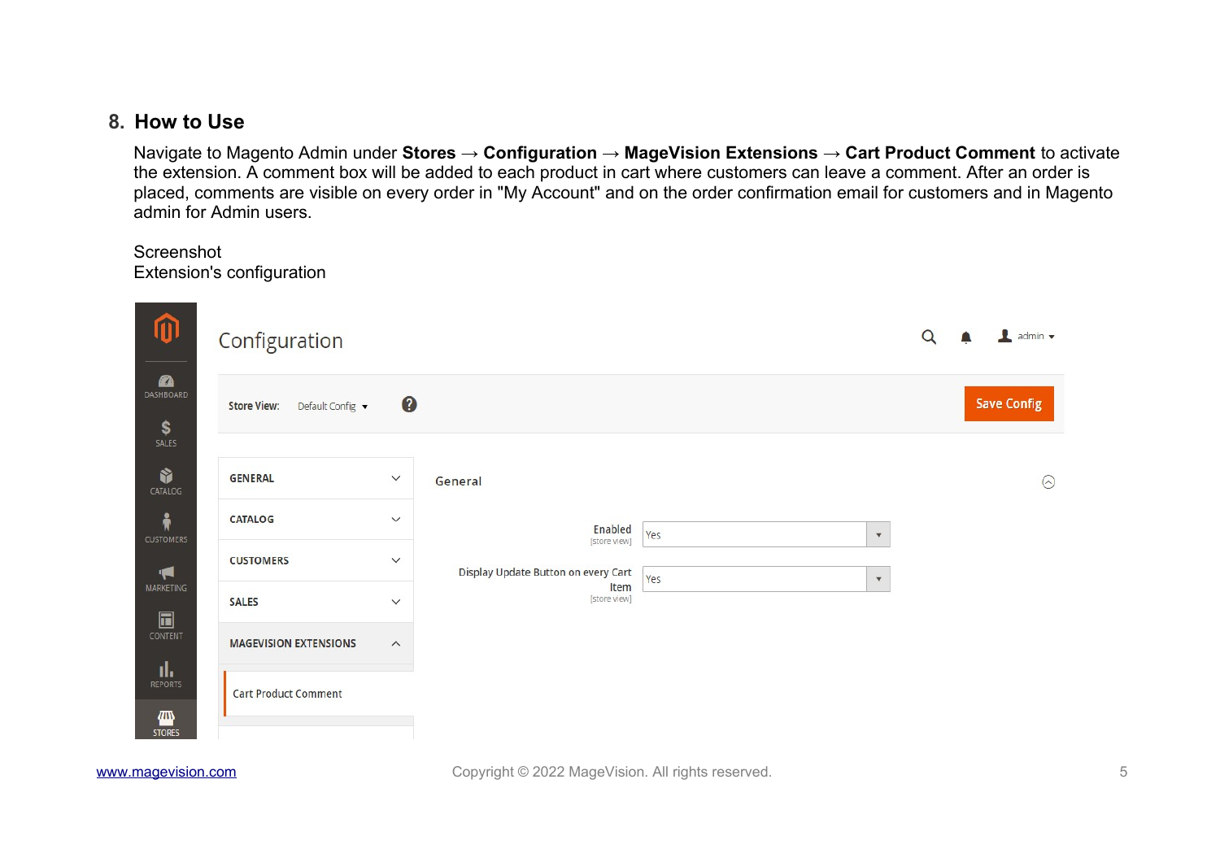## 8. How to Use

Navigate to Magento Admin under **Stores** → **Configuration** → **MageVision Extensions** → **Cart Product Comment** to activate the extension. A comment box will be added to each product in cart where customers can leave a comment. After an order is placed, comments are visible on every order in "My Account" and on the order confirmation email for customers and in Magento admin for Admin users.

Screenshot
Extension's configuration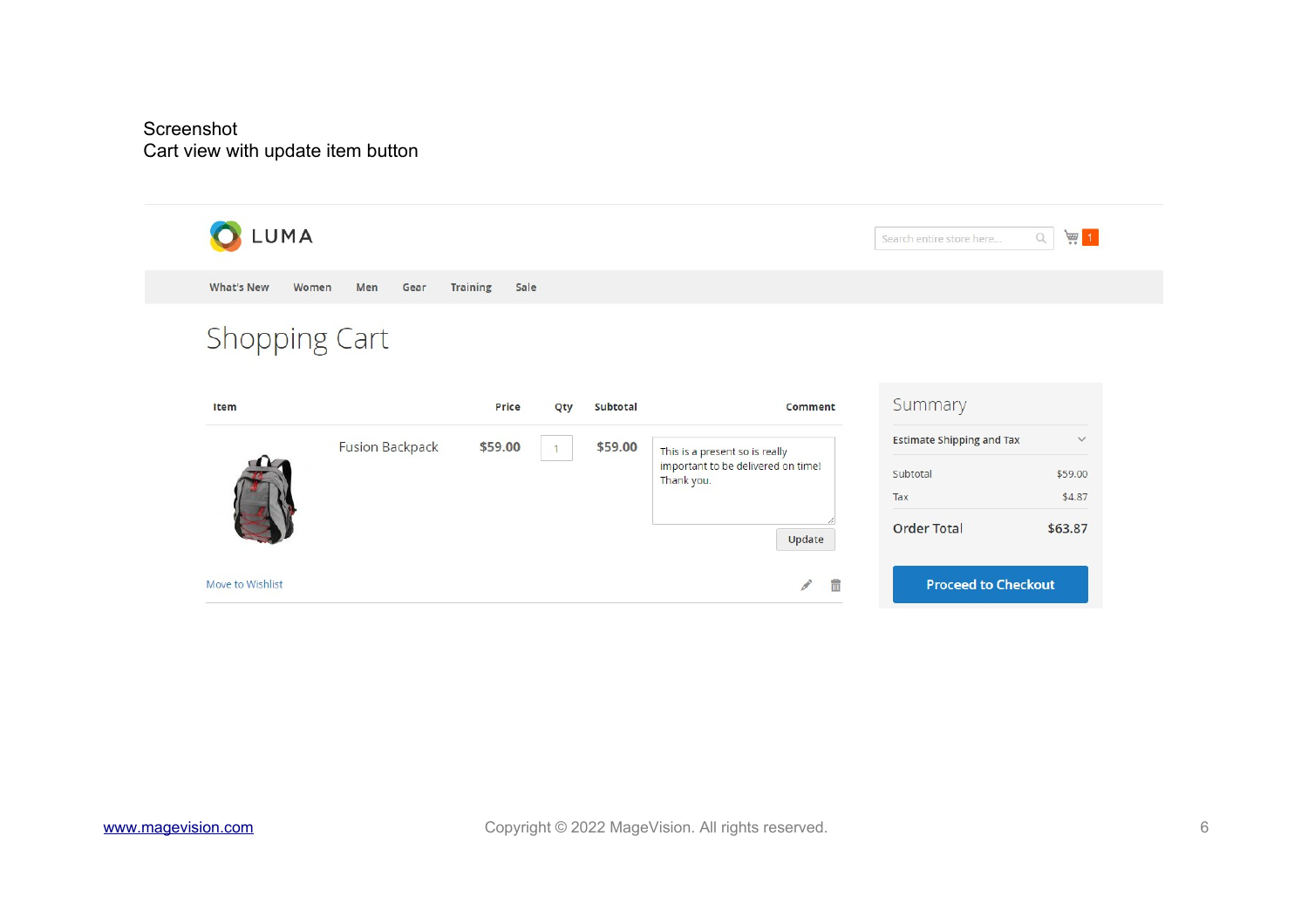Screenshot

Cart view with update item button

LUMA

Search entire store here...

What's New Women Men Gear Training Sale

# Shopping Cart

| Item | | Price | Qty | Subtotal | Comment |
|---|---|---|---|---|---|
| | Fusion Backpack | $59.00 | 1 | $59.00 | This is a present so is really important to be delivered on time! Thank you. |

Update

Move to Wishlist

## Summary

Estimate Shipping and Tax

| | |
|---|---|
| Subtotal | $59.00 |
| Tax | $4.87 |
| Order Total | $63.87 |

Proceed to Checkout

www.magevision.com

Copyright © 2022 MageVision. All rights reserved.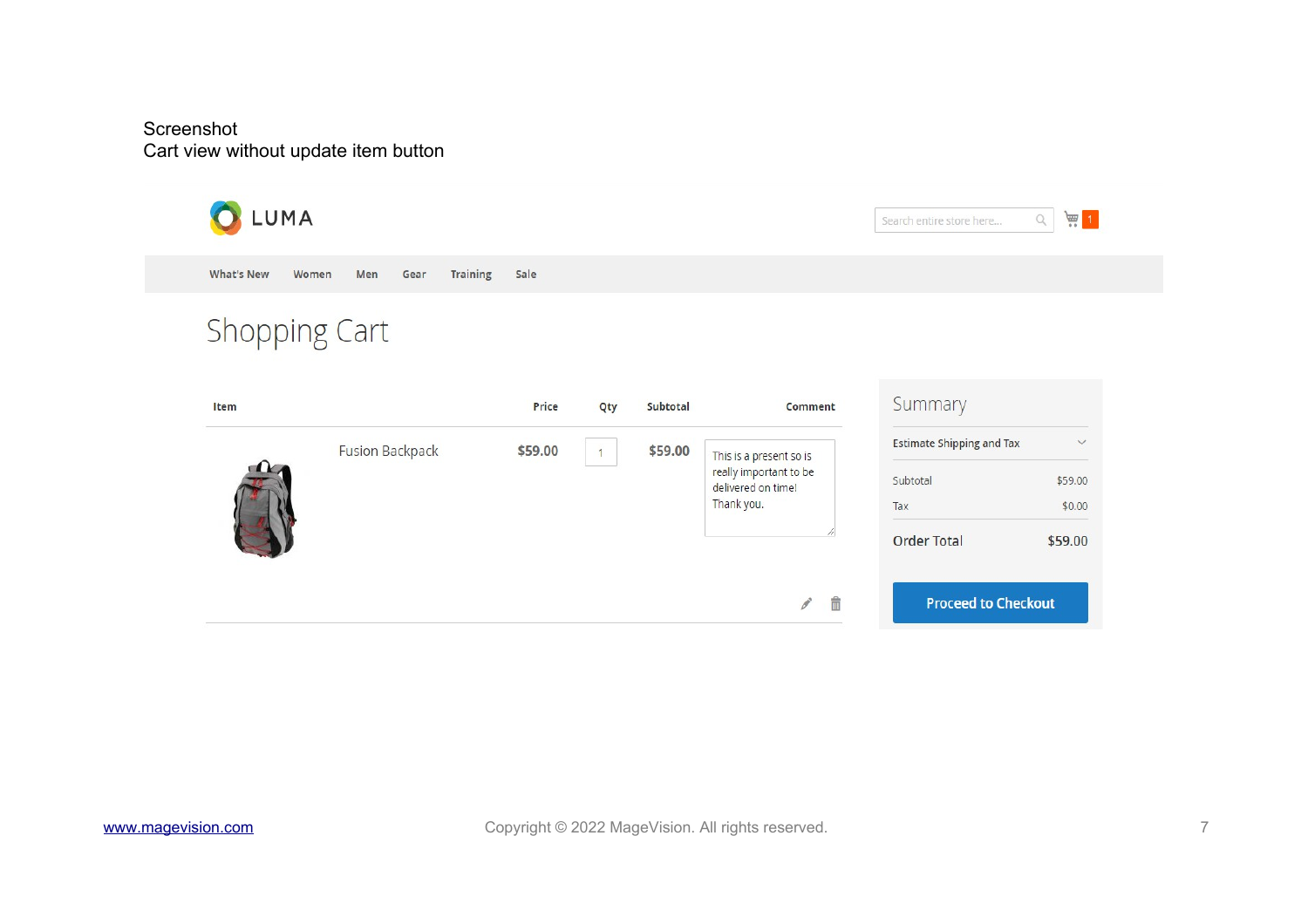Screenshot
Cart view without update item button

LUMA

Search entire store here...

What's New | Women | Men | Gear | Training | Sale

# Shopping Cart

| Item | Price | Qty | Subtotal | Comment |
|---|---|---|---|---|
| Fusion Backpack | $59.00 | 1 | $59.00 | This is a present so is really important to be delivered on time! Thank you. |

## Summary

Estimate Shipping and Tax

| | |
|---|---|
| Subtotal | $59.00 |
| Tax | $0.00 |
| **Order Total** | **$59.00** |

Proceed to Checkout

www.magevision.com

Copyright © 2022 MageVision. All rights reserved.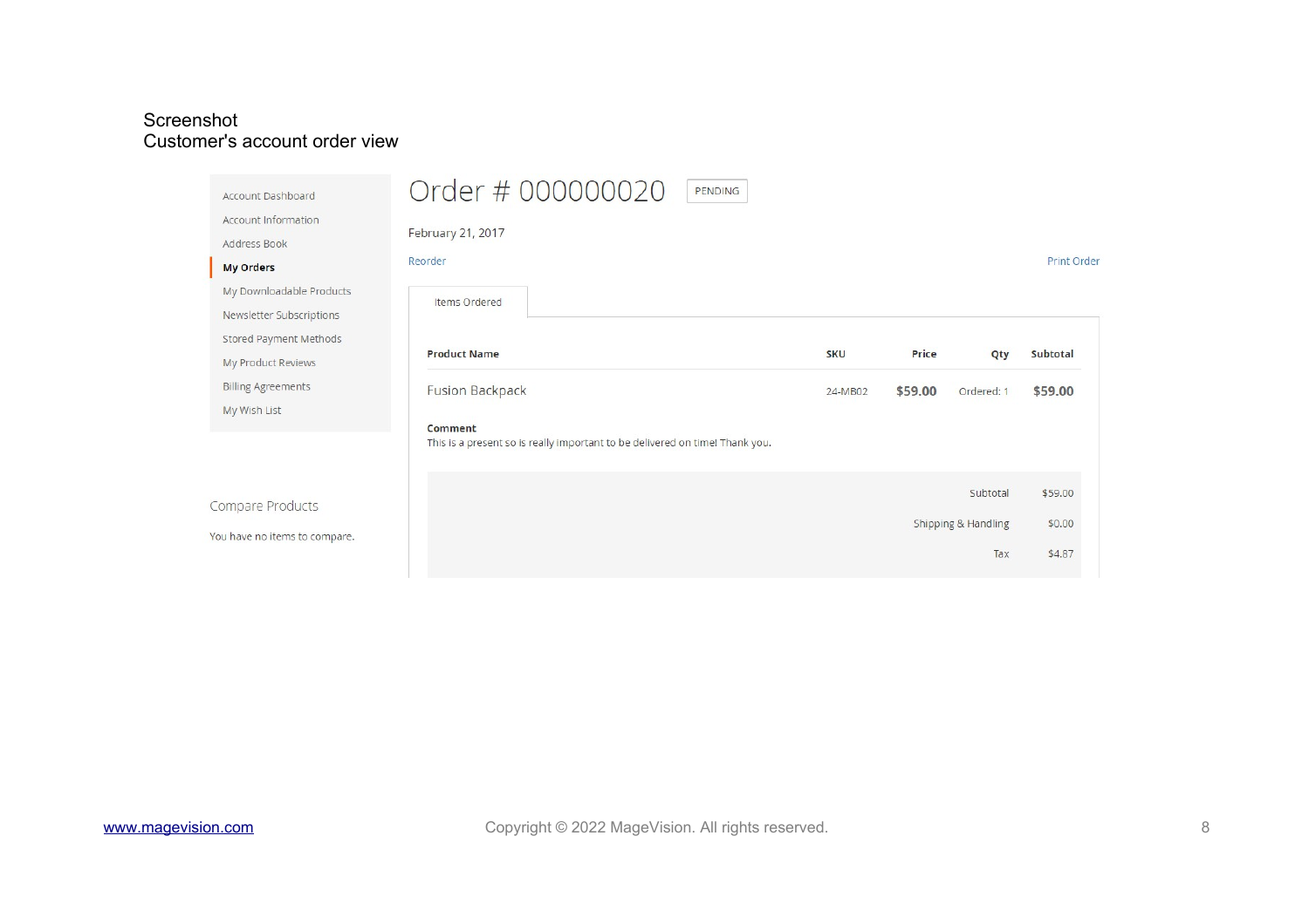Screenshot
Customer's account order view

Account Dashboard
Account Information
Address Book
**My Orders**
My Downloadable Products
Newsletter Subscriptions
Stored Payment Methods
My Product Reviews
Billing Agreements
My Wish List

Compare Products

You have no items to compare.

# Order # 000000020 PENDING

February 21, 2017

Reorder Print Order

Items Ordered

| Product Name | SKU | Price | Qty | Subtotal |
|---|---|---|---|---|
| Fusion Backpack | 24-MB02 | $59.00 | Ordered: 1 | $59.00 |

**Comment**
This is a present so is really important to be delivered on time! Thank you.

| | |
|---|---|
| Subtotal | $59.00 |
| Shipping & Handling | $0.00 |
| Tax | $4.87 |

www.magevision.com Copyright © 2022 MageVision. All rights reserved.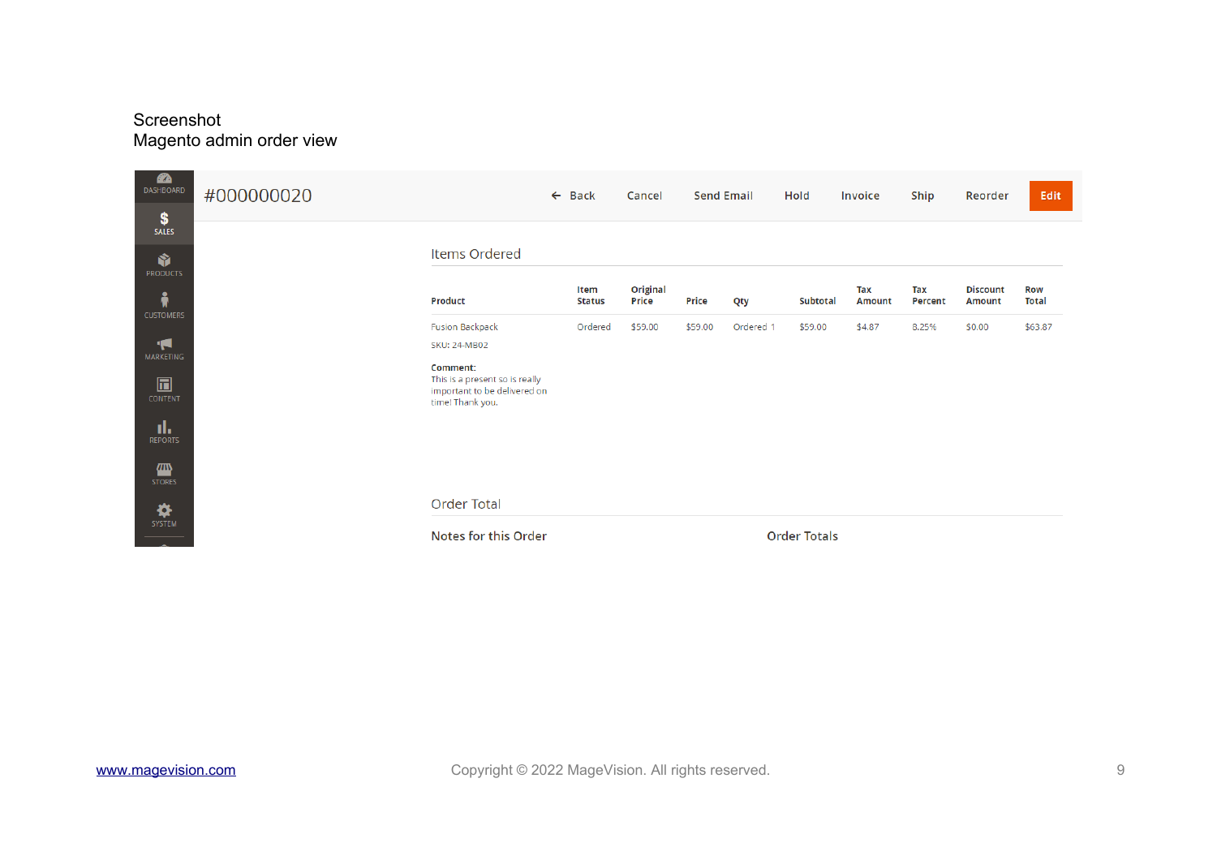Screenshot
Magento admin order view

DASHBOARD
SALES
PRODUCTS
CUSTOMERS
MARKETING
CONTENT
REPORTS
STORES
SYSTEM

#000000020

← Back | Cancel | Send Email | Hold | Invoice | Ship | Reorder | Edit

Items Ordered

| Product | Item Status | Original Price | Price | Qty | Subtotal | Tax Amount | Tax Percent | Discount Amount | Row Total |
|---|---|---|---|---|---|---|---|---|---|
| Fusion Backpack<br>SKU: 24-MB02<br>**Comment:**<br>This is a present so is really important to be delivered on time! Thank you. | Ordered | $59.00 | $59.00 | Ordered 1 | $59.00 | $4.87 | 8.25% | $0.00 | $63.87 |

Order Total

Notes for this Order

Order Totals

www.magevision.com

Copyright © 2022 MageVision. All rights reserved.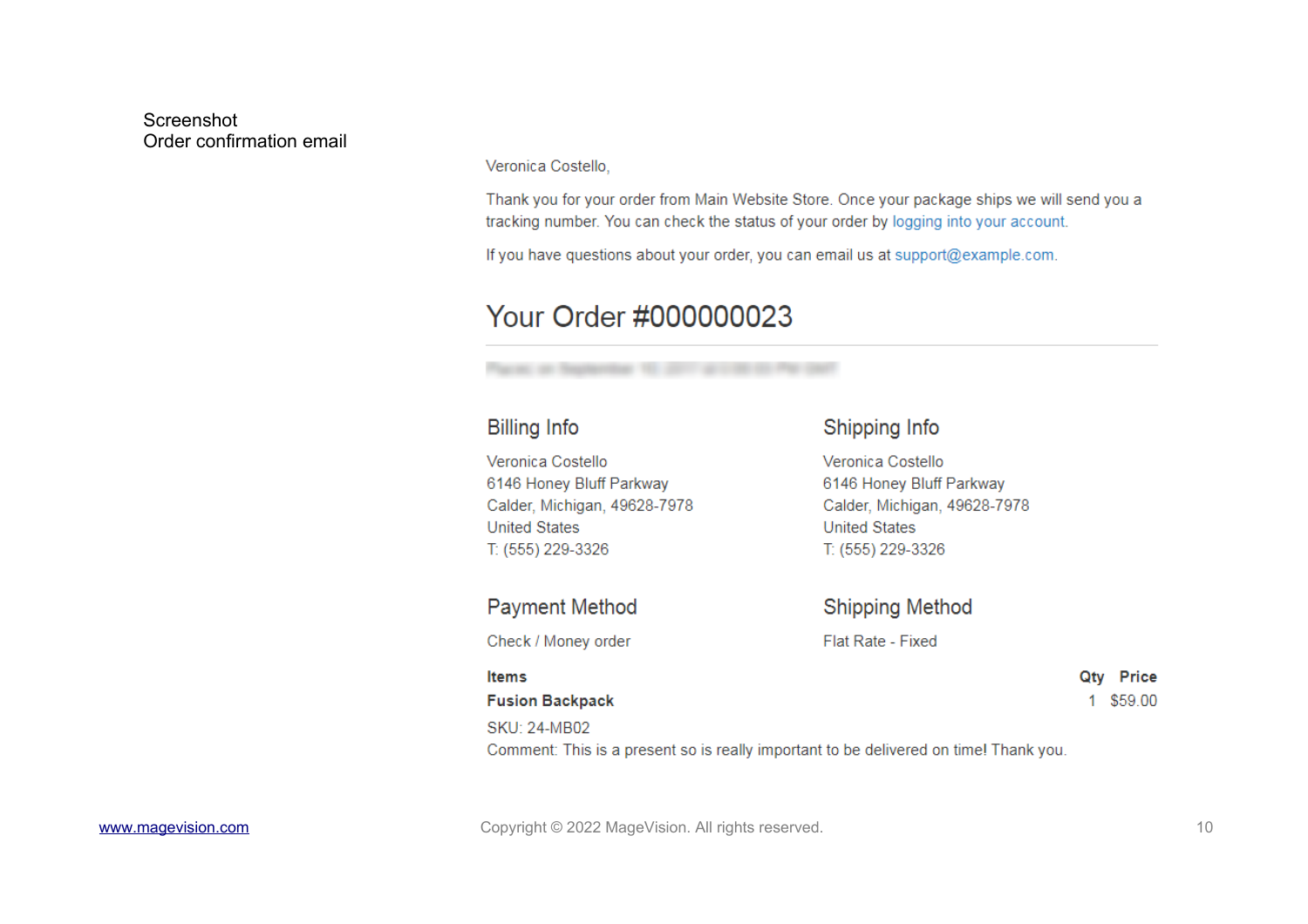Screenshot
Order confirmation email

Veronica Costello,

Thank you for your order from Main Website Store. Once your package ships we will send you a tracking number. You can check the status of your order by logging into your account.

If you have questions about your order, you can email us at support@example.com.

## Your Order #000000023

### Billing Info

Veronica Costello
6146 Honey Bluff Parkway
Calder, Michigan, 49628-7978
United States
T: (555) 229-3326

### Shipping Info

Veronica Costello
6146 Honey Bluff Parkway
Calder, Michigan, 49628-7978
United States
T: (555) 229-3326

### Payment Method

Check / Money order

### Shipping Method

Flat Rate - Fixed

| Items | Qty | Price |
| --- | --- | --- |
| **Fusion Backpack** | 1 | $59.00 |

SKU: 24-MB02
Comment: This is a present so is really important to be delivered on time! Thank you.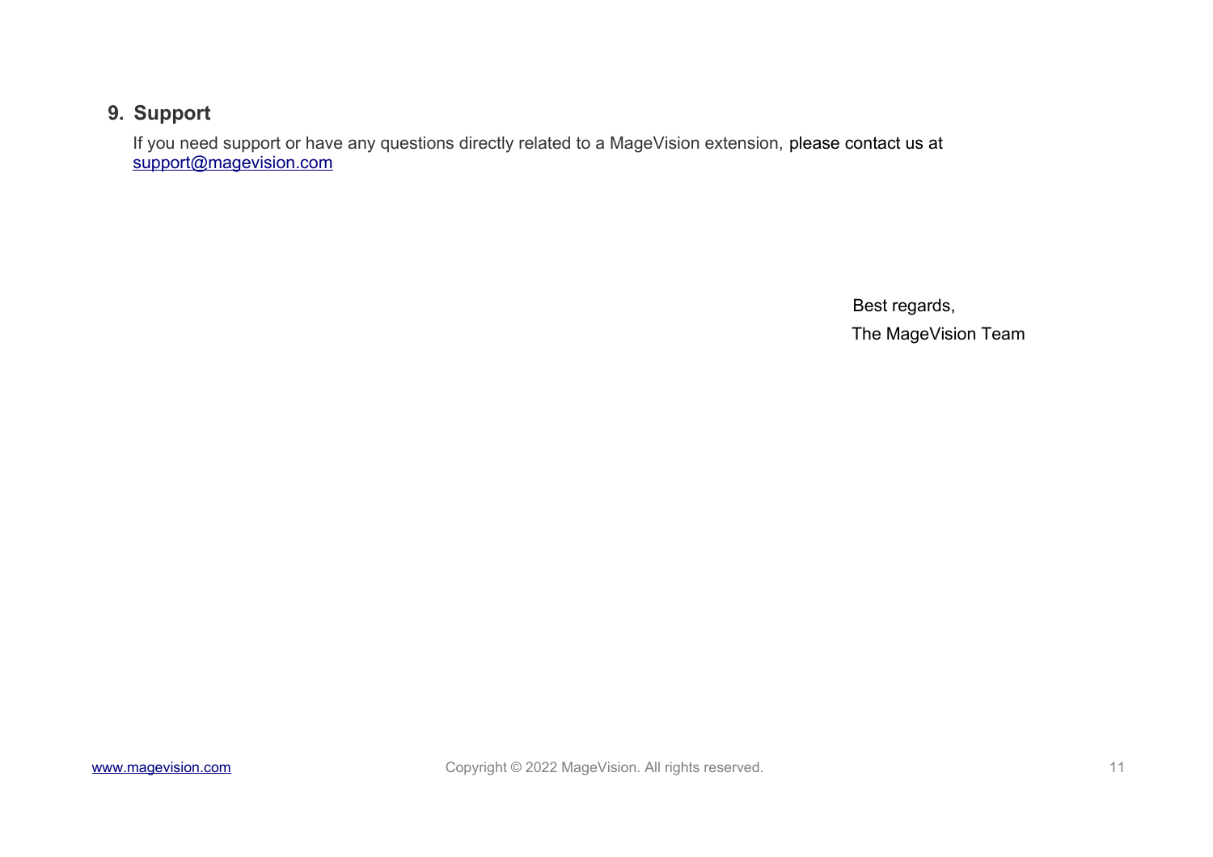## 9. Support

If you need support or have any questions directly related to a MageVision extension, please contact us at support@magevision.com

Best regards,

The MageVision Team